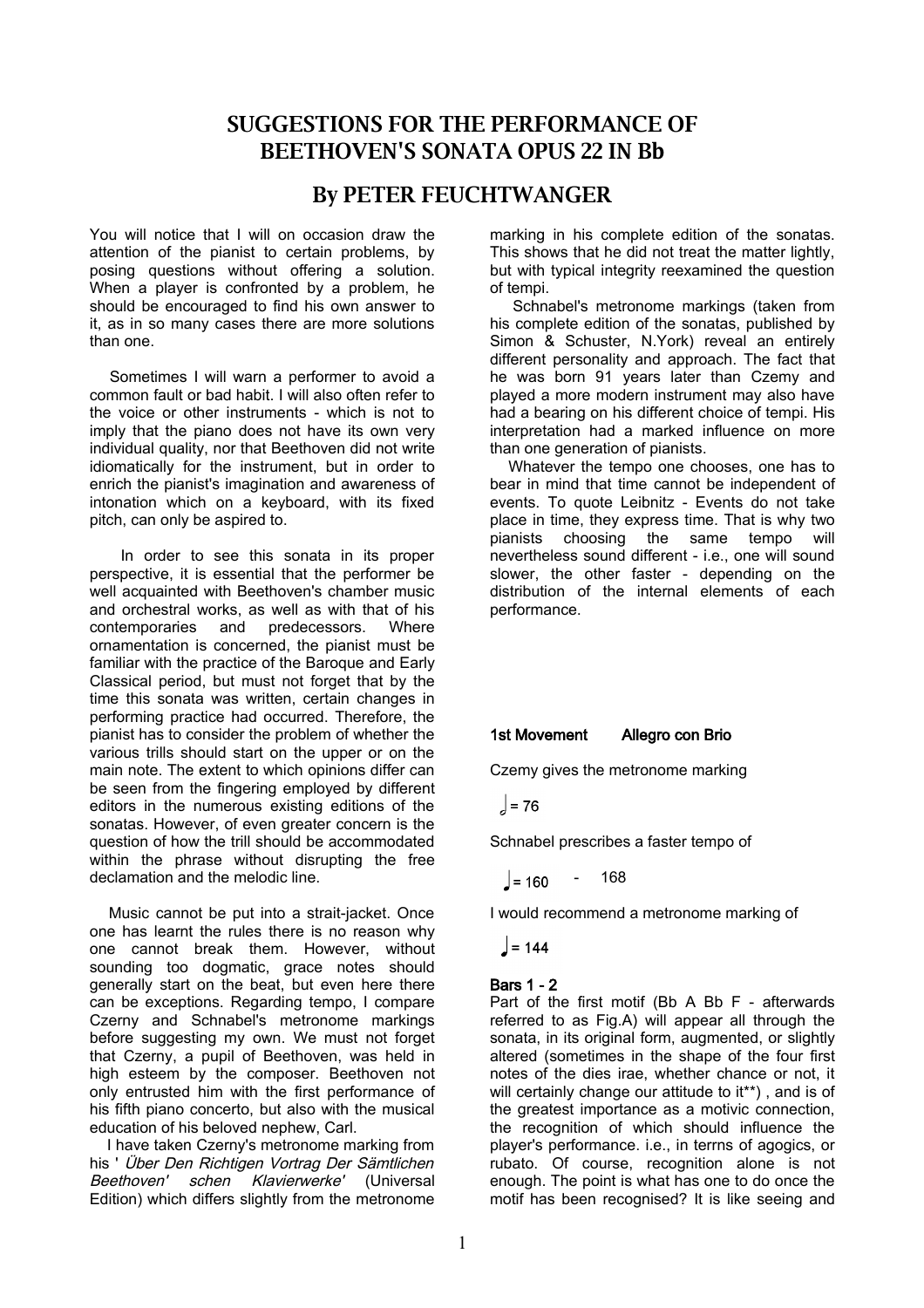# SUGGESTIONS FOR THE PERFORMANCE OF BEETHOVEN'S SONATA OPUS 22 IN Bb

## By PETER FEUCHTWANGER

You will notice that I will on occasion draw the attention of the pianist to certain problems, by posing questions without offering a solution. When a player is confronted by a problem, he should be encouraged to find his own answer to it, as in so many cases there are more solutions than one.

Sometimes I will warn a performer to avoid a common fault or bad habit. I will also often refer to the voice or other instruments - which is not to imply that the piano does not have its own very individual quality, nor that Beethoven did not write idiomatically for the instrument, but in order to enrich the pianist's imagination and awareness of intonation which on a keyboard, with its fixed pitch, can only be aspired to.

In order to see this sonata in its proper perspective, it is essential that the performer be well acquainted with Beethoven's chamber music and orchestral works, as well as with that of his contemporaries and predecessors. Where ornamentation is concerned, the pianist must be familiar with the practice of the Baroque and Early Classical period, but must not forget that by the time this sonata was written, certain changes in performing practice had occurred. Therefore, the pianist has to consider the problem of whether the various trills should start on the upper or on the main note. The extent to which opinions differ can be seen from the fingering employed by different editors in the numerous existing editions of the sonatas. However, of even greater concern is the question of how the trill should be accommodated within the phrase without disrupting the free declamation and the melodic line.

Music cannot be put into a strait-jacket. Once one has learnt the rules there is no reason why one cannot break them. However, without sounding too dogmatic, grace notes should generally start on the beat, but even here there can be exceptions. Regarding tempo, I compare Czerny and Schnabel's metronome markings before suggesting my own. We must not forget that Czerny, a pupil of Beethoven, was held in high esteem by the composer. Beethoven not only entrusted him with the first performance of his fifth piano concerto, but also with the musical education of his beloved nephew, Carl.

I have taken Czerny's metronome marking from his ' *Über Den Richtigen Vortrag Der Sämtlichen Beethoven' schen Klavierwerke'* (Universal Edition) which differs slightly from the metronome marking in his complete edition of the sonatas. This shows that he did not treat the matter lightly, but with typical integrity reexamined the question of tempi.

Schnabel's metronome markings (taken from his complete edition of the sonatas, published by Simon & Schuster, N.York) reveal an entirely different personality and approach. The fact that he was born 91 years later than Czemy and played a more modern instrument may also have had a bearing on his different choice of tempi. His interpretation had a marked influence on more than one generation of pianists.

Whatever the tempo one chooses, one has to bear in mind that time cannot be independent of events. To quote Leibnitz - Events do not take place in time, they express time. That is why two pianists choosing the same tempo will nevertheless sound different - i.e., one will sound slower, the other faster - depending on the distribution of the internal elements of each performance.

**1st Movement Allegro con Brio**

Czemy gives the metronome marking

𝅗𝅥 = 76

Schnabel prescribes a faster tempo of

♩= 160 - 168

I would recommend a metronome marking of

♩= 144

**Bars 1 - 2**

Part of the first motif (Bb A Bb F - afterwards referred to as Fig.A) will appear all through the sonata, in its original form, augmented, or slightly altered (sometimes in the shape of the four first notes of the dies irae, whether chance or not, it will certainly change our attitude to it**) , and is of the greatest importance as a motivic connection, the recognition of which should influence the player's performance. i.e., in terrns of agogics, or rubato. Of course, recognition alone is not enough. The point is what has one to do once the motif has been recognised? It is like seeing and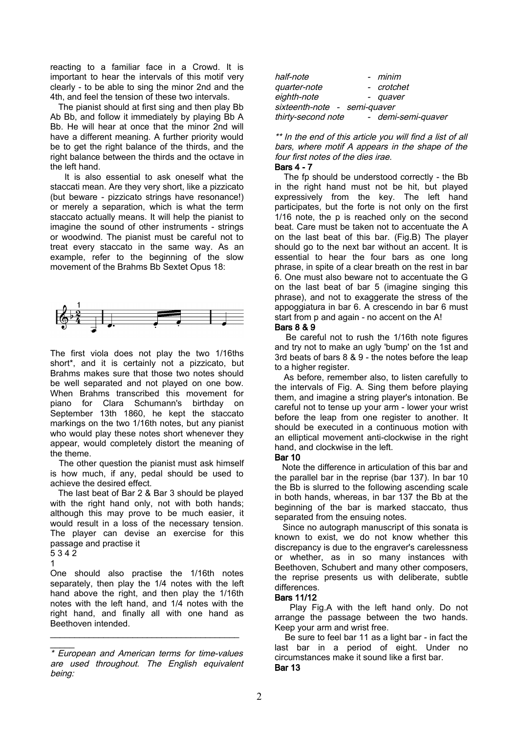reacting to a familiar face in a Crowd. It is important to hear the intervals of this motif very clearly - to be able to sing the minor 2nd and the 4th, and feel the tension of these two intervals.

The pianist should at first sing and then play Bb Ab Bb, and follow it immediately by playing Bb A Bb. He will hear at once that the minor 2nd will have a different meaning. A further priority would be to get the right balance of the thirds, and the right balance between the thirds and the octave in the left hand.

It is also essential to ask oneself what the staccati mean. Are they very short, like a pizzicato (but beware - pizzicato strings have resonance!) or merely a separation, which is what the term staccato actually means. It will help the pianist to imagine the sound of other instruments - strings or woodwind. The pianist must be careful not to treat every staccato in the same way. As an example, refer to the beginning of the slow movement of the Brahms Bb Sextet Opus 18:

The first viola does not play the two 1/16ths short*, and it is certainly not a pizzicato, but Brahms makes sure that those two notes should be well separated and not played on one bow. When Brahms transcribed this movement for piano for Clara Schumann's birthday on September 13th 1860, he kept the staccato markings on the two 1/16th notes, but any pianist who would play these notes short whenever they appear, would completely distort the meaning of the theme.

The other question the pianist must ask himself is how much, if any, pedal should be used to achieve the desired effect.

The last beat of Bar 2 & Bar 3 should be played with the right hand only, not with both hands; although this may prove to be much easier, it would result in a loss of the necessary tension. The player can devise an exercise for this passage and practise it

5 3 4 2
1

One should also practise the 1/16th notes separately, then play the 1/4 notes with the left hand above the right, and then play the 1/16th notes with the left hand, and 1/4 notes with the right hand, and finally all with one hand as Beethoven intended.

---

*\* European and American terms for time-values are used throughout. The English equivalent being:*

| | |
|---|---|
| *half-note* | *- minim* |
| *quarter-note* | *- crotchet* |
| *eighth-note* | *- quaver* |
| *sixteenth-note* | *- semi-quaver* |
| *thirty-second note* | *- demi-semi-quaver* |

*\*\* In the end of this article you will find a list of all bars, where motif A appears in the shape of the four first notes of the dies irae.*

**Bars 4 - 7**

The fp should be understood correctly - the Bb in the right hand must not be hit, but played expressively from the key. The left hand participates, but the forte is not only on the first 1/16 note, the p is reached only on the second beat. Care must be taken not to accentuate the A on the last beat of this bar. (Fig.B) The player should go to the next bar without an accent. It is essential to hear the four bars as one long phrase, in spite of a clear breath on the rest in bar 6. One must also beware not to accentuate the G on the last beat of bar 5 (imagine singing this phrase), and not to exaggerate the stress of the appoggiatura in bar 6. A crescendo in bar 6 must start from p and again - no accent on the A!

**Bars 8 & 9**

Be careful not to rush the 1/16th note figures and try not to make an ugly 'bump' on the 1st and 3rd beats of bars 8 & 9 - the notes before the leap to a higher register.

As before, remember also, to listen carefully to the intervals of Fig. A. Sing them before playing them, and imagine a string player's intonation. Be careful not to tense up your arm - lower your wrist before the leap from one register to another. It should be executed in a continuous motion with an elliptical movement anti-clockwise in the right hand, and clockwise in the left.

**Bar 10**

Note the difference in articulation of this bar and the parallel bar in the reprise (bar 137). In bar 10 the Bb is slurred to the following ascending scale in both hands, whereas, in bar 137 the Bb at the beginning of the bar is marked staccato, thus separated from the ensuing notes.

Since no autograph manuscript of this sonata is known to exist, we do not know whether this discrepancy is due to the engraver's carelessness or whether, as in so many instances with Beethoven, Schubert and many other composers, the reprise presents us with deliberate, subtle differences.

**Bars 11/12**

Play Fig.A with the left hand only. Do not arrange the passage between the two hands. Keep your arm and wrist free.

Be sure to feel bar 11 as a light bar - in fact the last bar in a period of eight. Under no circumstances make it sound like a first bar.

**Bar 13**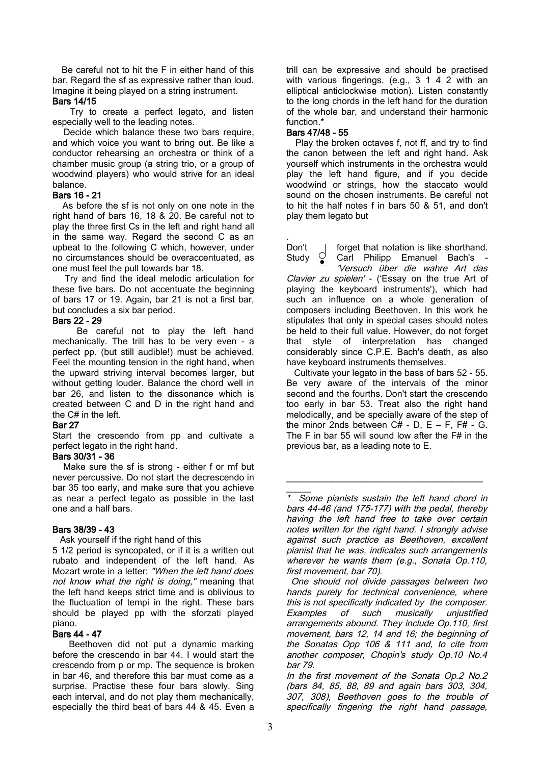Be careful not to hit the F in either hand of this bar. Regard the sf as expressive rather than loud. Imagine it being played on a string instrument.

**Bars 14/15**

Try to create a perfect legato, and listen especially well to the leading notes.

Decide which balance these two bars require, and which voice you want to bring out. Be like a conductor rehearsing an orchestra or think of a chamber music group (a string trio, or a group of woodwind players) who would strive for an ideal balance.

**Bars 16 - 21**

As before the sf is not only on one note in the right hand of bars 16, 18 & 20. Be careful not to play the three first Cs in the left and right hand all in the same way. Regard the second C as an upbeat to the following C which, however, under no circumstances should be overaccentuated, as one must feel the pull towards bar 18.

Try and find the ideal melodic articulation for these five bars. Do not accentuate the beginning of bars 17 or 19. Again, bar 21 is not a first bar, but concludes a six bar period.

**Bars 22 - 29**

Be careful not to play the left hand mechanically. The trill has to be very even - a perfect pp. (but still audible!) must be achieved. Feel the mounting tension in the right hand, when the upward striving interval becomes larger, but without getting louder. Balance the chord well in bar 26, and listen to the dissonance which is created between C and D in the right hand and the C# in the left.

**Bar 27**

Start the crescendo from pp and cultivate a perfect legato in the right hand.

**Bars 30/31 - 36**

Make sure the sf is strong - either f or mf but never percussive. Do not start the decrescendo in bar 35 too early, and make sure that you achieve as near a perfect legato as possible in the last one and a half bars.

**Bars 38/39 - 43**

Ask yourself if the right hand of this 5 1/2 period is syncopated, or if it is a written out rubato and independent of the left hand. As Mozart wrote in a letter: *"When the left hand does not know what the right is doing,"* meaning that the left hand keeps strict time and is oblivious to the fluctuation of tempi in the right. These bars should be played pp with the sforzati played piano.

**Bars 44 - 47**

Beethoven did not put a dynamic marking before the crescendo in bar 44. I would start the crescendo from p or mp. The sequence is broken in bar 46, and therefore this bar must come as a surprise. Practise these four bars slowly. Sing each interval, and do not play them mechanically, especially the third beat of bars 44 & 45. Even a trill can be expressive and should be practised with various fingerings. (e.g., 3 1 4 2 with an elliptical anticlockwise motion). Listen constantly to the long chords in the left hand for the duration of the whole bar, and understand their harmonic function.*

**Bars 47/48 - 55**

Play the broken octaves f, not ff, and try to find the canon between the left and right hand. Ask yourself which instruments in the orchestra would play the left hand figure, and if you decide woodwind or strings, how the staccato would sound on the chosen instruments. Be careful not to hit the half notes f in bars 50 & 51, and don't play them legato but

Don't forget that notation is like shorthand. Study Carl Philipp Emanuel Bach's - *'Versuch über die wahre Art das Clavier zu spielen'* - ('Essay on the true Art of playing the keyboard instruments'), which had such an influence on a whole generation of composers including Beethoven. In this work he stipulates that only in special cases should notes be held to their full value. However, do not forget that style of interpretation has changed considerably since C.P.E. Bach's death, as also have keyboard instruments themselves.

Cultivate your legato in the bass of bars 52 - 55. Be very aware of the intervals of the minor second and the fourths. Don't start the crescendo too early in bar 53. Treat also the right hand melodically, and be specially aware of the step of the minor 2nds between C# - D, E – F, F# - G. The F in bar 55 will sound low after the F# in the previous bar, as a leading note to E.

---

\* *Some pianists sustain the left hand chord in bars 44-46 (and 175-177) with the pedal, thereby having the left hand free to take over certain notes written for the right hand. I strongly advise against such practice as Beethoven, excellent pianist that he was, indicates such arrangements wherever he wants them (e.g., Sonata Op.110, first movement, bar 70).*

*One should not divide passages between two hands purely for technical convenience, where this is not specifically indicated by the composer. Examples of such musically unjustified arrangements abound. They include Op.110, first movement, bars 12, 14 and 16; the beginning of the Sonatas Opp 106 & 111 and, to cite from another composer, Chopin's study Op.10 No.4 bar 79.*

*In the first movement of the Sonata Op.2 No.2 (bars 84, 85, 88, 89 and again bars 303, 304, 307, 308), Beethoven goes to the trouble of specifically fingering the right hand passage,*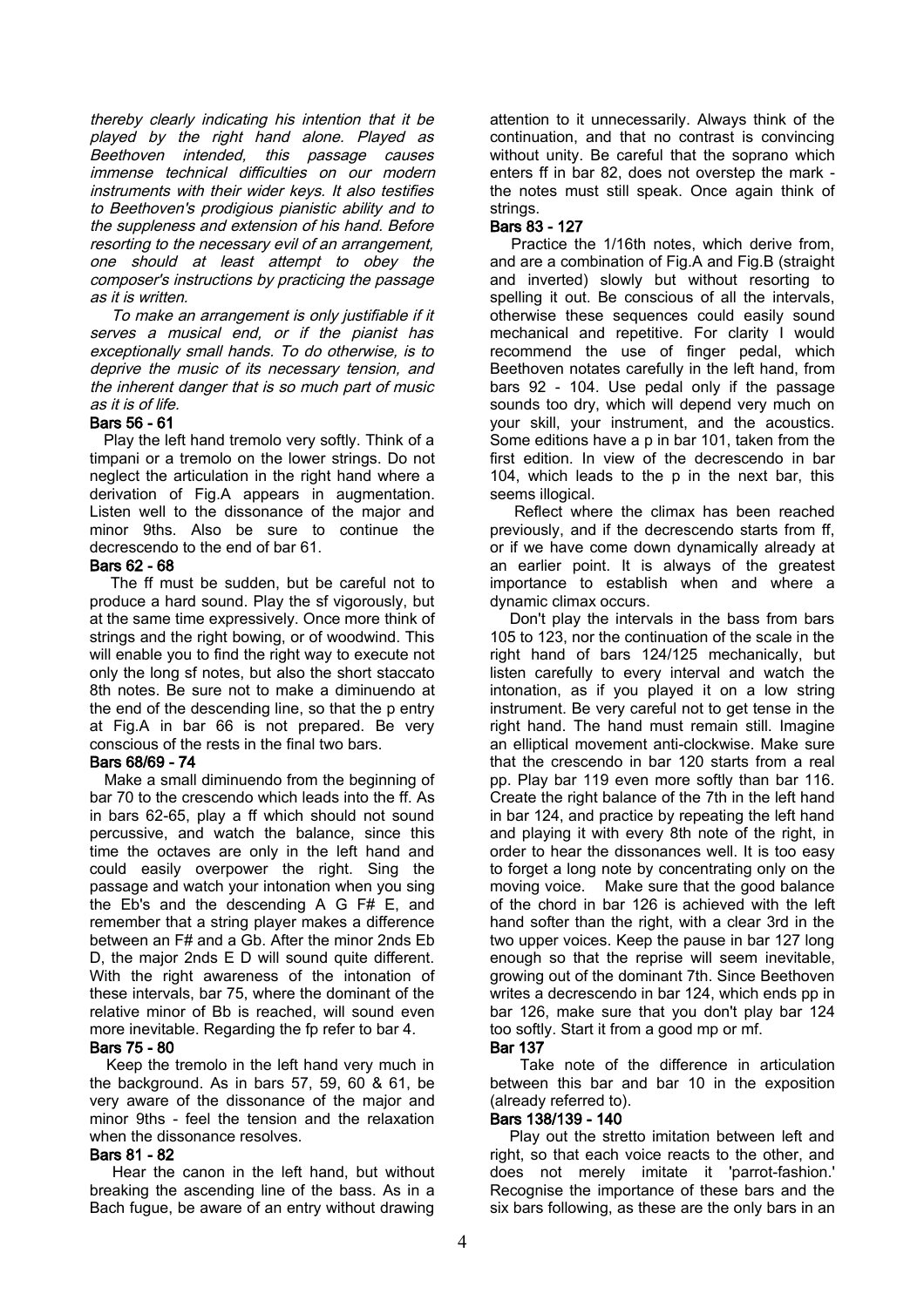*thereby clearly indicating his intention that it be played by the right hand alone. Played as Beethoven intended, this passage causes immense technical difficulties on our modern instruments with their wider keys. It also testifies to Beethoven's prodigious pianistic ability and to the suppleness and extension of his hand. Before resorting to the necessary evil of an arrangement, one should at least attempt to obey the composer's instructions by practicing the passage as it is written.*

*To make an arrangement is only justifiable if it serves a musical end, or if the pianist has exceptionally small hands. To do otherwise, is to deprive the music of its necessary tension, and the inherent danger that is so much part of music as it is of life.*

### Bars 56 - 61

Play the left hand tremolo very softly. Think of a timpani or a tremolo on the lower strings. Do not neglect the articulation in the right hand where a derivation of Fig.A appears in augmentation. Listen well to the dissonance of the major and minor 9ths. Also be sure to continue the decrescendo to the end of bar 61.

### Bars 62 - 68

The ff must be sudden, but be careful not to produce a hard sound. Play the sf vigorously, but at the same time expressively. Once more think of strings and the right bowing, or of woodwind. This will enable you to find the right way to execute not only the long sf notes, but also the short staccato 8th notes. Be sure not to make a diminuendo at the end of the descending line, so that the p entry at Fig.A in bar 66 is not prepared. Be very conscious of the rests in the final two bars.

### Bars 68/69 - 74

Make a small diminuendo from the beginning of bar 70 to the crescendo which leads into the ff. As in bars 62-65, play a ff which should not sound percussive, and watch the balance, since this time the octaves are only in the left hand and could easily overpower the right. Sing the passage and watch your intonation when you sing the Eb's and the descending A G F# E, and remember that a string player makes a difference between an F# and a Gb. After the minor 2nds Eb D, the major 2nds E D will sound quite different. With the right awareness of the intonation of these intervals, bar 75, where the dominant of the relative minor of Bb is reached, will sound even more inevitable. Regarding the fp refer to bar 4.

### Bars 75 - 80

Keep the tremolo in the left hand very much in the background. As in bars 57, 59, 60 & 61, be very aware of the dissonance of the major and minor 9ths - feel the tension and the relaxation when the dissonance resolves.

### Bars 81 - 82

Hear the canon in the left hand, but without breaking the ascending line of the bass. As in a Bach fugue, be aware of an entry without drawing attention to it unnecessarily. Always think of the continuation, and that no contrast is convincing without unity. Be careful that the soprano which enters ff in bar 82, does not overstep the mark - the notes must still speak. Once again think of strings.

### Bars 83 - 127

Practice the 1/16th notes, which derive from, and are a combination of Fig.A and Fig.B (straight and inverted) slowly but without resorting to spelling it out. Be conscious of all the intervals, otherwise these sequences could easily sound mechanical and repetitive. For clarity I would recommend the use of finger pedal, which Beethoven notates carefully in the left hand, from bars 92 - 104. Use pedal only if the passage sounds too dry, which will depend very much on your skill, your instrument, and the acoustics. Some editions have a p in bar 101, taken from the first edition. In view of the decrescendo in bar 104, which leads to the p in the next bar, this seems illogical.

Reflect where the climax has been reached previously, and if the decrescendo starts from ff, or if we have come down dynamically already at an earlier point. It is always of the greatest importance to establish when and where a dynamic climax occurs.

Don't play the intervals in the bass from bars 105 to 123, nor the continuation of the scale in the right hand of bars 124/125 mechanically, but listen carefully to every interval and watch the intonation, as if you played it on a low string instrument. Be very careful not to get tense in the right hand. The hand must remain still. Imagine an elliptical movement anti-clockwise. Make sure that the crescendo in bar 120 starts from a real pp. Play bar 119 even more softly than bar 116. Create the right balance of the 7th in the left hand in bar 124, and practice by repeating the left hand and playing it with every 8th note of the right, in order to hear the dissonances well. It is too easy to forget a long note by concentrating only on the moving voice. Make sure that the good balance of the chord in bar 126 is achieved with the left hand softer than the right, with a clear 3rd in the two upper voices. Keep the pause in bar 127 long enough so that the reprise will seem inevitable, growing out of the dominant 7th. Since Beethoven writes a decrescendo in bar 124, which ends pp in bar 126, make sure that you don't play bar 124 too softly. Start it from a good mp or mf.

### Bar 137

Take note of the difference in articulation between this bar and bar 10 in the exposition (already referred to).

### Bars 138/139 - 140

Play out the stretto imitation between left and right, so that each voice reacts to the other, and does not merely imitate it 'parrot-fashion.' Recognise the importance of these bars and the six bars following, as these are the only bars in an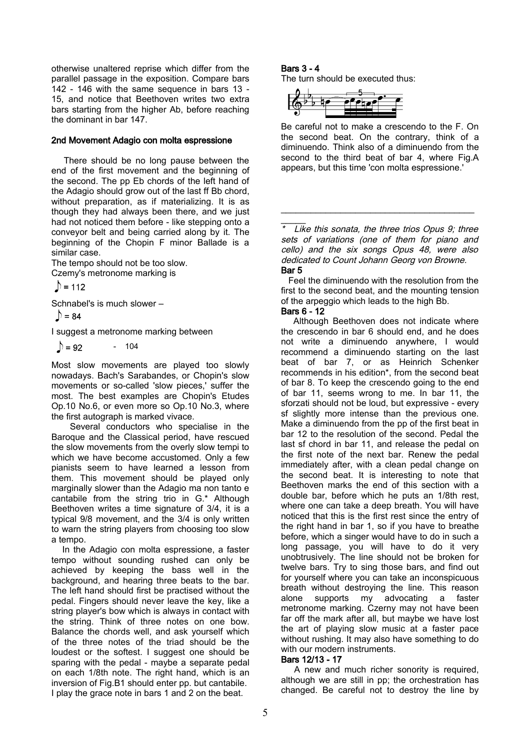otherwise unaltered reprise which differ from the parallel passage in the exposition. Compare bars 142 - 146 with the same sequence in bars 13 - 15, and notice that Beethoven writes two extra bars starting from the higher Ab, before reaching the dominant in bar 147.

## 2nd Movement Adagio con molta espressione

There should be no long pause between the end of the first movement and the beginning of the second. The pp Eb chords of the left hand of the Adagio should grow out of the last ff Bb chord, without preparation, as if materializing. It is as though they had always been there, and we just had not noticed them before - like stepping onto a conveyor belt and being carried along by it. The beginning of the Chopin F minor Ballade is a similar case.

The tempo should not be too slow.

Czemy's metronome marking is

♪ = 112

Schnabel's is much slower –

♪ = 84

I suggest a metronome marking between

♪ = 92 - 104

Most slow movements are played too slowly nowadays. Bach's Sarabandes, or Chopin's slow movements or so-called 'slow pieces,' suffer the most. The best examples are Chopin's Etudes Op.10 No.6, or even more so Op.10 No.3, where the first autograph is marked vivace.

Several conductors who specialise in the Baroque and the Classical period, have rescued the slow movements from the overly slow tempi to which we have become accustomed. Only a few pianists seem to have learned a lesson from them. This movement should be played only marginally slower than the Adagio ma non tanto e cantabile from the string trio in G.* Although Beethoven writes a time signature of 3/4, it is a typical 9/8 movement, and the 3/4 is only written to warn the string players from choosing too slow a tempo.

In the Adagio con molta espressione, a faster tempo without sounding rushed can only be achieved by keeping the bass well in the background, and hearing three beats to the bar. The left hand should first be practised without the pedal. Fingers should never leave the key, like a string player's bow which is always in contact with the string. Think of three notes on one bow. Balance the chords well, and ask yourself which of the three notes of the triad should be the loudest or the softest. I suggest one should be sparing with the pedal - maybe a separate pedal on each 1/8th note. The right hand, which is an inversion of Fig.B1 should enter pp. but cantabile. I play the grace note in bars 1 and 2 on the beat.

### Bars 3 - 4

The turn should be executed thus:

Be careful not to make a crescendo to the F. On the second beat. On the contrary, think of a diminuendo. Think also of a diminuendo from the second to the third beat of bar 4, where Fig.A appears, but this time 'con molta espressione.'

### Bar 5

Feel the diminuendo with the resolution from the first to the second beat, and the mounting tension of the arpeggio which leads to the high Bb.

### Bars 6 - 12

Although Beethoven does not indicate where the crescendo in bar 6 should end, and he does not write a diminuendo anywhere, I would recommend a diminuendo starting on the last beat of bar 7, or as Heinrich Schenker recommends in his edition*, from the second beat of bar 8. To keep the crescendo going to the end of bar 11, seems wrong to me. In bar 11, the sforzati should not be loud, but expressive - every sf slightly more intense than the previous one. Make a diminuendo from the pp of the first beat in bar 12 to the resolution of the second. Pedal the last sf chord in bar 11, and release the pedal on the first note of the next bar. Renew the pedal immediately after, with a clean pedal change on the second beat. It is interesting to note that Beethoven marks the end of this section with a double bar, before which he puts an 1/8th rest, where one can take a deep breath. You will have noticed that this is the first rest since the entry of the right hand in bar 1, so if you have to breathe before, which a singer would have to do in such a long passage, you will have to do it very unobtrusively. The line should not be broken for twelve bars. Try to sing those bars, and find out for yourself where you can take an inconspicuous breath without destroying the line. This reason alone supports my advocating a faster metronome marking. Czerny may not have been far off the mark after all, but maybe we have lost the art of playing slow music at a faster pace without rushing. It may also have something to do with our modern instruments.

### Bars 12/13 - 17

A new and much richer sonority is required, although we are still in pp; the orchestration has changed. Be careful not to destroy the line by

---

\* *Like this sonata, the three trios Opus 9; three sets of variations (one of them for piano and cello) and the six songs Opus 48, were also dedicated to Count Johann Georg von Browne.*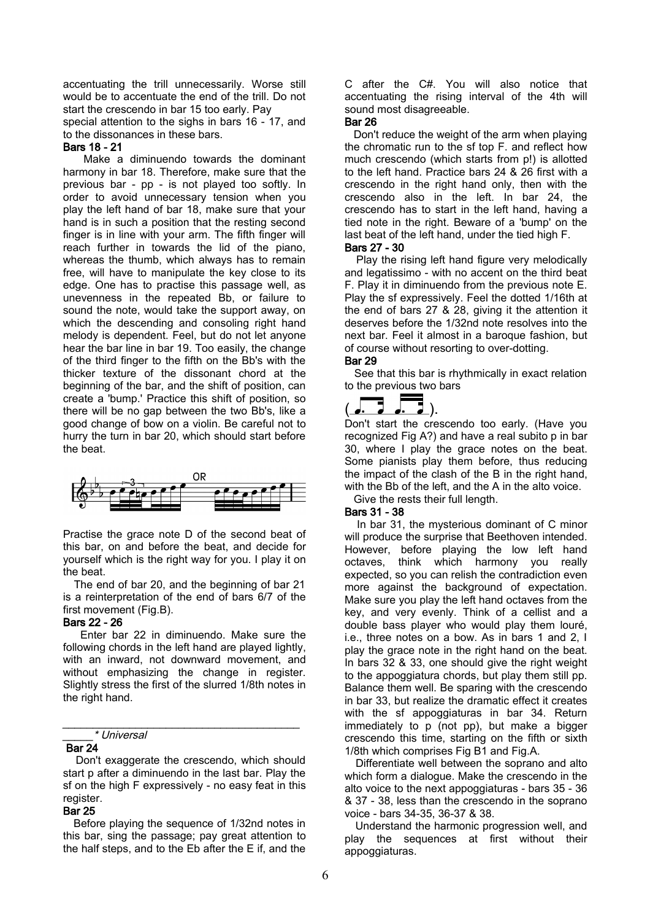accentuating the trill unnecessarily. Worse still would be to accentuate the end of the trill. Do not start the crescendo in bar 15 too early. Pay special attention to the sighs in bars 16 - 17, and to the dissonances in these bars.

### Bars 18 - 21

Make a diminuendo towards the dominant harmony in bar 18. Therefore, make sure that the previous bar - pp - is not played too softly. In order to avoid unnecessary tension when you play the left hand of bar 18, make sure that your hand is in such a position that the resting second finger is in line with your arm. The fifth finger will reach further in towards the lid of the piano, whereas the thumb, which always has to remain free, will have to manipulate the key close to its edge. One has to practise this passage well, as unevenness in the repeated Bb, or failure to sound the note, would take the support away, on which the descending and consoling right hand melody is dependent. Feel, but do not let anyone hear the bar line in bar 19. Too easily, the change of the third finger to the fifth on the Bb's with the thicker texture of the dissonant chord at the beginning of the bar, and the shift of position, can create a 'bump.' Practice this shift of position, so there will be no gap between the two Bb's, like a good change of bow on a violin. Be careful not to hurry the turn in bar 20, which should start before the beat.

OR

Practise the grace note D of the second beat of this bar, on and before the beat, and decide for yourself which is the right way for you. I play it on the beat.

The end of bar 20, and the beginning of bar 21 is a reinterpretation of the end of bars 6/7 of the first movement (Fig.B).

### Bars 22 - 26

Enter bar 22 in diminuendo. Make sure the following chords in the left hand are played lightly, with an inward, not downward movement, and without emphasizing the change in register. Slightly stress the first of the slurred 1/8th notes in the right hand.

_____ * *Universal*

### Bar 24

Don't exaggerate the crescendo, which should start p after a diminuendo in the last bar. Play the sf on the high F expressively - no easy feat in this register.

### Bar 25

Before playing the sequence of 1/32nd notes in this bar, sing the passage; pay great attention to the half steps, and to the Eb after the E if, and the C after the C#. You will also notice that accentuating the rising interval of the 4th will sound most disagreeable.

### Bar 26

Don't reduce the weight of the arm when playing the chromatic run to the sf top F. and reflect how much crescendo (which starts from p!) is allotted to the left hand. Practice bars 24 & 26 first with a crescendo in the right hand only, then with the crescendo also in the left. In bar 24, the crescendo has to start in the left hand, having a tied note in the right. Beware of a 'bump' on the last beat of the left hand, under the tied high F.

### Bars 27 - 30

Play the rising left hand figure very melodically and legatissimo - with no accent on the third beat F. Play it in diminuendo from the previous note E. Play the sf expressively. Feel the dotted 1/16th at the end of bars 27 & 28, giving it the attention it deserves before the 1/32nd note resolves into the next bar. Feel it almost in a baroque fashion, but of course without resorting to over-dotting.

### Bar 29

See that this bar is rhythmically in exact relation to the previous two bars

( ).

Don't start the crescendo too early. (Have you recognized Fig A?) and have a real subito p in bar 30, where I play the grace notes on the beat. Some pianists play them before, thus reducing the impact of the clash of the B in the right hand, with the Bb of the left, and the A in the alto voice.

Give the rests their full length.

### Bars 31 - 38

In bar 31, the mysterious dominant of C minor will produce the surprise that Beethoven intended. However, before playing the low left hand octaves, think which harmony you really expected, so you can relish the contradiction even more against the background of expectation. Make sure you play the left hand octaves from the key, and very evenly. Think of a cellist and a double bass player who would play them louré, i.e., three notes on a bow. As in bars 1 and 2, I play the grace note in the right hand on the beat. In bars 32 & 33, one should give the right weight to the appoggiatura chords, but play them still pp. Balance them well. Be sparing with the crescendo in bar 33, but realize the dramatic effect it creates with the sf appoggiaturas in bar 34. Return immediately to p (not pp), but make a bigger crescendo this time, starting on the fifth or sixth 1/8th which comprises Fig B1 and Fig.A.

Differentiate well between the soprano and alto which form a dialogue. Make the crescendo in the alto voice to the next appoggiaturas - bars 35 - 36 & 37 - 38, less than the crescendo in the soprano voice - bars 34-35, 36-37 & 38.

Understand the harmonic progression well, and play the sequences at first without their appoggiaturas.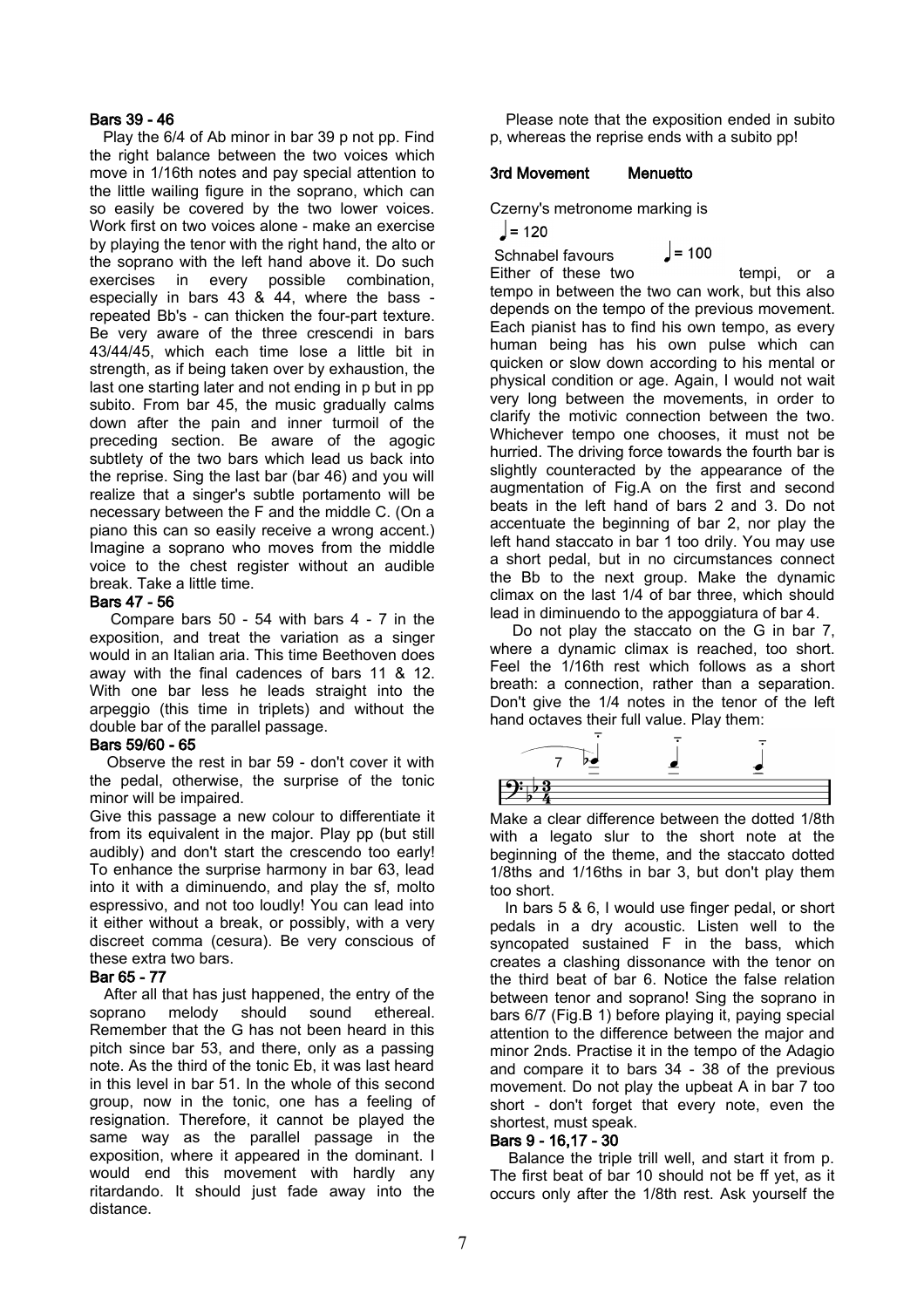### Bars 39 - 46

Play the 6/4 of Ab minor in bar 39 p not pp. Find the right balance between the two voices which move in 1/16th notes and pay special attention to the little wailing figure in the soprano, which can so easily be covered by the two lower voices. Work first on two voices alone - make an exercise by playing the tenor with the right hand, the alto or the soprano with the left hand above it. Do such exercises in every possible combination, especially in bars 43 & 44, where the bass - repeated Bb's - can thicken the four-part texture. Be very aware of the three crescendi in bars 43/44/45, which each time lose a little bit in strength, as if being taken over by exhaustion, the last one starting later and not ending in p but in pp subito. From bar 45, the music gradually calms down after the pain and inner turmoil of the preceding section. Be aware of the agogic subtlety of the two bars which lead us back into the reprise. Sing the last bar (bar 46) and you will realize that a singer's subtle portamento will be necessary between the F and the middle C. (On a piano this can so easily receive a wrong accent.) Imagine a soprano who moves from the middle voice to the chest register without an audible break. Take a little time.

### Bars 47 - 56

Compare bars 50 - 54 with bars 4 - 7 in the exposition, and treat the variation as a singer would in an Italian aria. This time Beethoven does away with the final cadences of bars 11 & 12. With one bar less he leads straight into the arpeggio (this time in triplets) and without the double bar of the parallel passage.

### Bars 59/60 - 65

Observe the rest in bar 59 - don't cover it with the pedal, otherwise, the surprise of the tonic minor will be impaired.

Give this passage a new colour to differentiate it from its equivalent in the major. Play pp (but still audibly) and don't start the crescendo too early! To enhance the surprise harmony in bar 63, lead into it with a diminuendo, and play the sf, molto espressivo, and not too loudly! You can lead into it either without a break, or possibly, with a very discreet comma (cesura). Be very conscious of these extra two bars.

### Bar 65 - 77

After all that has just happened, the entry of the soprano melody should sound ethereal. Remember that the G has not been heard in this pitch since bar 53, and there, only as a passing note. As the third of the tonic Eb, it was last heard in this level in bar 51. In the whole of this second group, now in the tonic, one has a feeling of resignation. Therefore, it cannot be played the same way as the parallel passage in the exposition, where it appeared in the dominant. I would end this movement with hardly any ritardando. It should just fade away into the distance.

Please note that the exposition ended in subito p, whereas the reprise ends with a subito pp!

## 3rd Movement  Menuetto

Czerny's metronome marking is ♩= 120

Schnabel favours ♩= 100

Either of these two tempi, or a tempo in between the two can work, but this also depends on the tempo of the previous movement. Each pianist has to find his own tempo, as every human being has his own pulse which can quicken or slow down according to his mental or physical condition or age. Again, I would not wait very long between the movements, in order to clarify the motivic connection between the two. Whichever tempo one chooses, it must not be hurried. The driving force towards the fourth bar is slightly counteracted by the appearance of the augmentation of Fig.A on the first and second beats in the left hand of bars 2 and 3. Do not accentuate the beginning of bar 2, nor play the left hand staccato in bar 1 too drily. You may use a short pedal, but in no circumstances connect the Bb to the next group. Make the dynamic climax on the last 1/4 of bar three, which should lead in diminuendo to the appogiatura of bar 4.

Do not play the staccato on the G in bar 7, where a dynamic climax is reached, too short. Feel the 1/16th rest which follows as a short breath: a connection, rather than a separation. Don't give the 1/4 notes in the tenor of the left hand octaves their full value. Play them:

Make a clear difference between the dotted 1/8th with a legato slur to the short note at the beginning of the theme, and the staccato dotted 1/8ths and 1/16ths in bar 3, but don't play them too short.

In bars 5 & 6, I would use finger pedal, or short pedals in a dry acoustic. Listen well to the syncopated sustained F in the bass, which creates a clashing dissonance with the tenor on the third beat of bar 6. Notice the false relation between tenor and soprano! Sing the soprano in bars 6/7 (Fig.B 1) before playing it, paying special attention to the difference between the major and minor 2nds. Practise it in the tempo of the Adagio and compare it to bars 34 - 38 of the previous movement. Do not play the upbeat A in bar 7 too short - don't forget that every note, even the shortest, must speak.

### Bars 9 - 16,17 - 30

Balance the triple trill well, and start it from p. The first beat of bar 10 should not be ff yet, as it occurs only after the 1/8th rest. Ask yourself the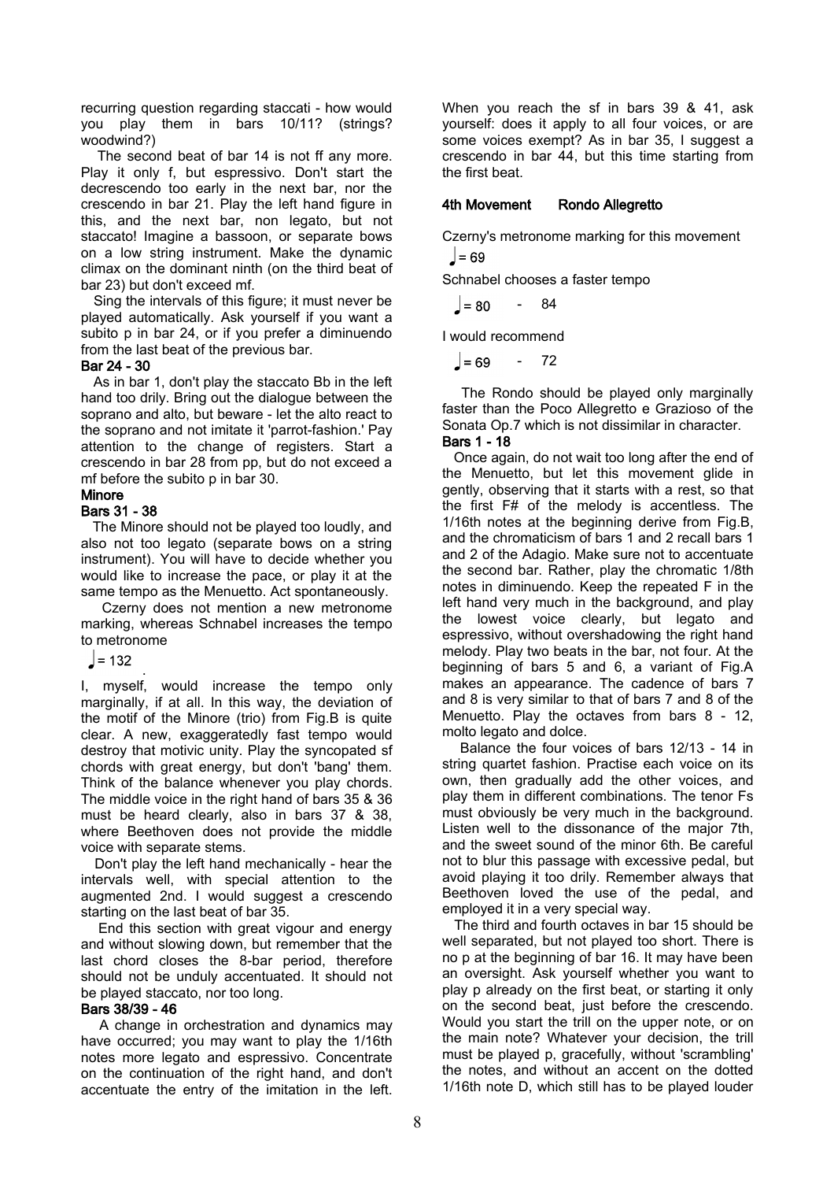recurring question regarding staccati - how would you play them in bars 10/11? (strings? woodwind?)

The second beat of bar 14 is not ff any more. Play it only f, but espressivo. Don't start the decrescendo too early in the next bar, nor the crescendo in bar 21. Play the left hand figure in this, and the next bar, non legato, but not staccato! Imagine a bassoon, or separate bows on a low string instrument. Make the dynamic climax on the dominant ninth (on the third beat of bar 23) but don't exceed mf.

Sing the intervals of this figure; it must never be played automatically. Ask yourself if you want a subito p in bar 24, or if you prefer a diminuendo from the last beat of the previous bar.

**Bar 24 - 30**

As in bar 1, don't play the staccato Bb in the left hand too drily. Bring out the dialogue between the soprano and alto, but beware - let the alto react to the soprano and not imitate it 'parrot-fashion.' Pay attention to the change of registers. Start a crescendo in bar 28 from pp, but do not exceed a mf before the subito p in bar 30.

**Minore**

**Bars 31 - 38**

The Minore should not be played too loudly, and also not too legato (separate bows on a string instrument). You will have to decide whether you would like to increase the pace, or play it at the same tempo as the Menuetto. Act spontaneously.

Czerny does not mention a new metronome marking, whereas Schnabel increases the tempo to metronome

♩= 132

I, myself, would increase the tempo only marginally, if at all. In this way, the deviation of the motif of the Minore (trio) from Fig.B is quite clear. A new, exaggeratedly fast tempo would destroy that motivic unity. Play the syncopated sf chords with great energy, but don't 'bang' them. Think of the balance whenever you play chords. The middle voice in the right hand of bars 35 & 36 must be heard clearly, also in bars 37 & 38, where Beethoven does not provide the middle voice with separate stems.

Don't play the left hand mechanically - hear the intervals well, with special attention to the augmented 2nd. I would suggest a crescendo starting on the last beat of bar 35.

End this section with great vigour and energy and without slowing down, but remember that the last chord closes the 8-bar period, therefore should not be unduly accentuated. It should not be played staccato, nor too long.

**Bars 38/39 - 46**

A change in orchestration and dynamics may have occurred; you may want to play the 1/16th notes more legato and espressivo. Concentrate on the continuation of the right hand, and don't accentuate the entry of the imitation in the left. When you reach the sf in bars 39 & 41, ask yourself: does it apply to all four voices, or are some voices exempt? As in bar 35, I suggest a crescendo in bar 44, but this time starting from the first beat.

**4th Movement Rondo Allegretto**

Czerny's metronome marking for this movement

♩= 69

Schnabel chooses a faster tempo

♩= 80 - 84

I would recommend

♩= 69 - 72

The Rondo should be played only marginally faster than the Poco Allegretto e Grazioso of the Sonata Op.7 which is not dissimilar in character.

**Bars 1 - 18**

Once again, do not wait too long after the end of the Menuetto, but let this movement glide in gently, observing that it starts with a rest, so that the first F# of the melody is accentless. The 1/16th notes at the beginning derive from Fig.B, and the chromaticism of bars 1 and 2 recall bars 1 and 2 of the Adagio. Make sure not to accentuate the second bar. Rather, play the chromatic 1/8th notes in diminuendo. Keep the repeated F in the left hand very much in the background, and play the lowest voice clearly, but legato and espressivo, without overshadowing the right hand melody. Play two beats in the bar, not four. At the beginning of bars 5 and 6, a variant of Fig.A makes an appearance. The cadence of bars 7 and 8 is very similar to that of bars 7 and 8 of the Menuetto. Play the octaves from bars 8 - 12, molto legato and dolce.

Balance the four voices of bars 12/13 - 14 in string quartet fashion. Practise each voice on its own, then gradually add the other voices, and play them in different combinations. The tenor Fs must obviously be very much in the background. Listen well to the dissonance of the major 7th, and the sweet sound of the minor 6th. Be careful not to blur this passage with excessive pedal, but avoid playing it too drily. Remember always that Beethoven loved the use of the pedal, and employed it in a very special way.

The third and fourth octaves in bar 15 should be well separated, but not played too short. There is no p at the beginning of bar 16. It may have been an oversight. Ask yourself whether you want to play p already on the first beat, or starting it only on the second beat, just before the crescendo. Would you start the trill on the upper note, or on the main note? Whatever your decision, the trill must be played p, gracefully, without 'scrambling' the notes, and without an accent on the dotted 1/16th note D, which still has to be played louder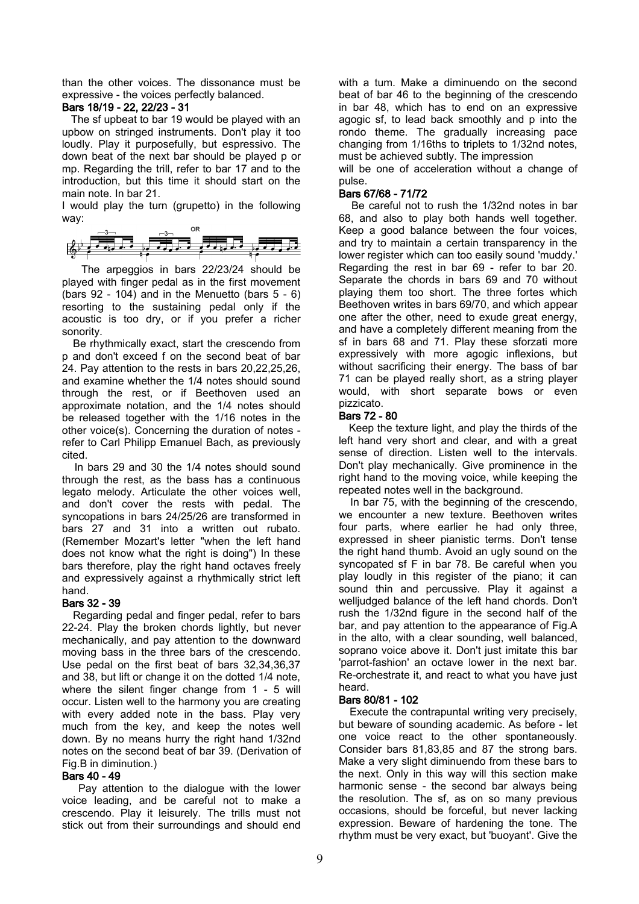than the other voices. The dissonance must be expressive - the voices perfectly balanced.

### Bars 18/19 - 22, 22/23 - 31

The sf upbeat to bar 19 would be played with an upbow on stringed instruments. Don't play it too loudly. Play it purposefully, but espressivo. The down beat of the next bar should be played p or mp. Regarding the trill, refer to bar 17 and to the introduction, but this time it should start on the main note. In bar 21.

I would play the turn (grupetto) in the following way:

The arpeggios in bars 22/23/24 should be played with finger pedal as in the first movement (bars 92 - 104) and in the Menuetto (bars 5 - 6) resorting to the sustaining pedal only if the acoustic is too dry, or if you prefer a richer sonority.

Be rhythmically exact, start the crescendo from p and don't exceed f on the second beat of bar 24. Pay attention to the rests in bars 20,22,25,26, and examine whether the 1/4 notes should sound through the rest, or if Beethoven used an approximate notation, and the 1/4 notes should be released together with the 1/16 notes in the other voice(s). Concerning the duration of notes - refer to Carl Philipp Emanuel Bach, as previously cited.

In bars 29 and 30 the 1/4 notes should sound through the rest, as the bass has a continuous legato melody. Articulate the other voices well, and don't cover the rests with pedal. The syncopations in bars 24/25/26 are transformed in bars 27 and 31 into a written out rubato. (Remember Mozart's letter "when the left hand does not know what the right is doing") In these bars therefore, play the right hand octaves freely and expressively against a rhythmically strict left hand.

### Bars 32 - 39

Regarding pedal and finger pedal, refer to bars 22-24. Play the broken chords lightly, but never mechanically, and pay attention to the downward moving bass in the three bars of the crescendo. Use pedal on the first beat of bars 32,34,36,37 and 38, but lift or change it on the dotted 1/4 note, where the silent finger change from 1 - 5 will occur. Listen well to the harmony you are creating with every added note in the bass. Play very much from the key, and keep the notes well down. By no means hurry the right hand 1/32nd notes on the second beat of bar 39. (Derivation of Fig.B in diminution.)

### Bars 40 - 49

Pay attention to the dialogue with the lower voice leading, and be careful not to make a crescendo. Play it leisurely. The trills must not stick out from their surroundings and should end with a turn. Make a diminuendo on the second beat of bar 46 to the beginning of the crescendo in bar 48, which has to end on an expressive agogic sf, to lead back smoothly and p into the rondo theme. The gradually increasing pace changing from 1/16ths to triplets to 1/32nd notes, must be achieved subtly. The impression will be one of acceleration without a change of pulse.

### Bars 67/68 - 71/72

Be careful not to rush the 1/32nd notes in bar 68, and also to play both hands well together. Keep a good balance between the four voices, and try to maintain a certain transparency in the lower register which can too easily sound 'muddy.' Regarding the rest in bar 69 - refer to bar 20. Separate the chords in bars 69 and 70 without playing them too short. The three fortes which Beethoven writes in bars 69/70, and which appear one after the other, need to exude great energy, and have a completely different meaning from the sf in bars 68 and 71. Play these sforzati more expressively with more agogic inflexions, but without sacrificing their energy. The bass of bar 71 can be played really short, as a string player would, with short separate bows or even pizzicato.

### Bars 72 - 80

Keep the texture light, and play the thirds of the left hand very short and clear, and with a great sense of direction. Listen well to the intervals. Don't play mechanically. Give prominence in the right hand to the moving voice, while keeping the repeated notes well in the background.

In bar 75, with the beginning of the crescendo, we encounter a new texture. Beethoven writes four parts, where earlier he had only three, expressed in sheer pianistic terms. Don't tense the right hand thumb. Avoid an ugly sound on the syncopated sf F in bar 78. Be careful when you play loudly in this register of the piano; it can sound thin and percussive. Play it against a welljudged balance of the left hand chords. Don't rush the 1/32nd figure in the second half of the bar, and pay attention to the appearance of Fig.A in the alto, with a clear sounding, well balanced, soprano voice above it. Don't just imitate this bar 'parrot-fashion' an octave lower in the next bar. Re-orchestrate it, and react to what you have just heard.

### Bars 80/81 - 102

Execute the contrapuntal writing very precisely, but beware of sounding academic. As before - let one voice react to the other spontaneously. Consider bars 81,83,85 and 87 the strong bars. Make a very slight diminuendo from these bars to the next. Only in this way will this section make harmonic sense - the second bar always being the resolution. The sf, as on so many previous occasions, should be forceful, but never lacking expression. Beware of hardening the tone. The rhythm must be very exact, but 'buoyant'. Give the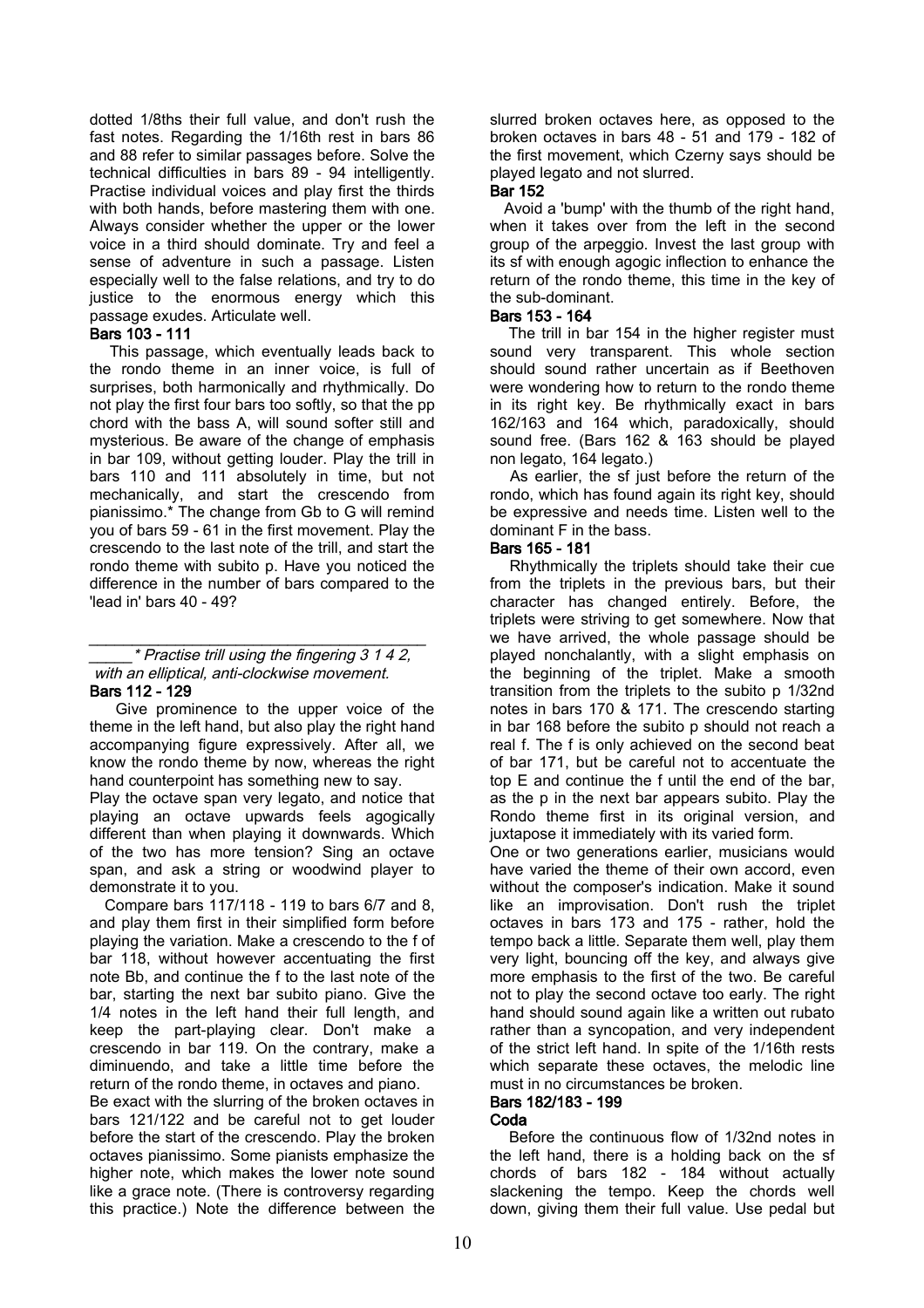dotted 1/8ths their full value, and don't rush the fast notes. Regarding the 1/16th rest in bars 86 and 88 refer to similar passages before. Solve the technical difficulties in bars 89 - 94 intelligently. Practise individual voices and play first the thirds with both hands, before mastering them with one. Always consider whether the upper or the lower voice in a third should dominate. Try and feel a sense of adventure in such a passage. Listen especially well to the false relations, and try to do justice to the enormous energy which this passage exudes. Articulate well.

### Bars 103 - 111

This passage, which eventually leads back to the rondo theme in an inner voice, is full of surprises, both harmonically and rhythmically. Do not play the first four bars too softly, so that the pp chord with the bass A, will sound softer still and mysterious. Be aware of the change of emphasis in bar 109, without getting louder. Play the trill in bars 110 and 111 absolutely in time, but not mechanically, and start the crescendo from pianissimo.* The change from Gb to G will remind you of bars 59 - 61 in the first movement. Play the crescendo to the last note of the trill, and start the rondo theme with subito p. Have you noticed the difference in the number of bars compared to the 'lead in' bars 40 - 49?

---

*\* Practise trill using the fingering 3 1 4 2, with an elliptical, anti-clockwise movement.*

### Bars 112 - 129

Give prominence to the upper voice of the theme in the left hand, but also play the right hand accompanying figure expressively. After all, we know the rondo theme by now, whereas the right hand counterpoint has something new to say.

Play the octave span very legato, and notice that playing an octave upwards feels agogically different than when playing it downwards. Which of the two has more tension? Sing an octave span, and ask a string or woodwind player to demonstrate it to you.

Compare bars 117/118 - 119 to bars 6/7 and 8, and play them first in their simplified form before playing the variation. Make a crescendo to the f of bar 118, without however accentuating the first note Bb, and continue the f to the last note of the bar, starting the next bar subito piano. Give the 1/4 notes in the left hand their full length, and keep the part-playing clear. Don't make a crescendo in bar 119. On the contrary, make a diminuendo, and take a little time before the return of the rondo theme, in octaves and piano.

Be exact with the slurring of the broken octaves in bars 121/122 and be careful not to get louder before the start of the crescendo. Play the broken octaves pianissimo. Some pianists emphasize the higher note, which makes the lower note sound like a grace note. (There is controversy regarding this practice.) Note the difference between the slurred broken octaves here, as opposed to the broken octaves in bars 48 - 51 and 179 - 182 of the first movement, which Czerny says should be played legato and not slurred.

### Bar 152

Avoid a 'bump' with the thumb of the right hand, when it takes over from the left in the second group of the arpeggio. Invest the last group with its sf with enough agogic inflection to enhance the return of the rondo theme, this time in the key of the sub-dominant.

### Bars 153 - 164

The trill in bar 154 in the higher register must sound very transparent. This whole section should sound rather uncertain as if Beethoven were wondering how to return to the rondo theme in its right key. Be rhythmically exact in bars 162/163 and 164 which, paradoxically, should sound free. (Bars 162 & 163 should be played non legato, 164 legato.)

As earlier, the sf just before the return of the rondo, which has found again its right key, should be expressive and needs time. Listen well to the dominant F in the bass.

### Bars 165 - 181

Rhythmically the triplets should take their cue from the triplets in the previous bars, but their character has changed entirely. Before, the triplets were striving to get somewhere. Now that we have arrived, the whole passage should be played nonchalantly, with a slight emphasis on the beginning of the triplet. Make a smooth transition from the triplets to the subito p 1/32nd notes in bars 170 & 171. The crescendo starting in bar 168 before the subito p should not reach a real f. The f is only achieved on the second beat of bar 171, but be careful not to accentuate the top E and continue the f until the end of the bar, as the p in the next bar appears subito. Play the Rondo theme first in its original version, and juxtapose it immediately with its varied form.

One or two generations earlier, musicians would have varied the theme of their own accord, even without the composer's indication. Make it sound like an improvisation. Don't rush the triplet octaves in bars 173 and 175 - rather, hold the tempo back a little. Separate them well, play them very light, bouncing off the key, and always give more emphasis to the first of the two. Be careful not to play the second octave too early. The right hand should sound again like a written out rubato rather than a syncopation, and very independent of the strict left hand. In spite of the 1/16th rests which separate these octaves, the melodic line must in no circumstances be broken.

### Bars 182/183 - 199

### Coda

Before the continuous flow of 1/32nd notes in the left hand, there is a holding back on the sf chords of bars 182 - 184 without actually slackening the tempo. Keep the chords well down, giving them their full value. Use pedal but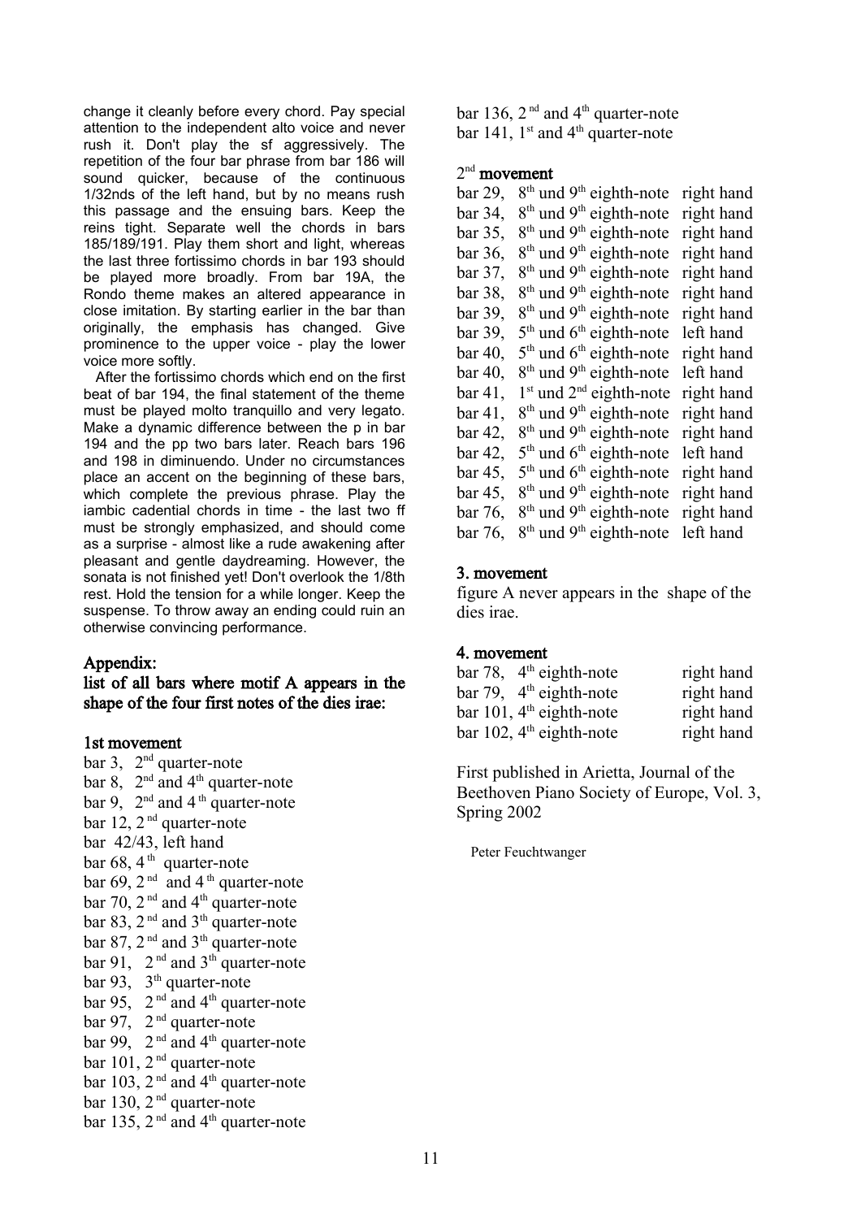change it cleanly before every chord. Pay special attention to the independent alto voice and never rush it. Don't play the sf aggressively. The repetition of the four bar phrase from bar 186 will sound quicker, because of the continuous 1/32nds of the left hand, but by no means rush this passage and the ensuing bars. Keep the reins tight. Separate well the chords in bars 185/189/191. Play them short and light, whereas the last three fortissimo chords in bar 193 should be played more broadly. From bar 19A, the Rondo theme makes an altered appearance in close imitation. By starting earlier in the bar than originally, the emphasis has changed. Give prominence to the upper voice - play the lower voice more softly.

After the fortissimo chords which end on the first beat of bar 194, the final statement of the theme must be played molto tranquillo and very legato. Make a dynamic difference between the p in bar 194 and the pp two bars later. Reach bars 196 and 198 in diminuendo. Under no circumstances place an accent on the beginning of these bars, which complete the previous phrase. Play the iambic cadential chords in time - the last two ff must be strongly emphasized, and should come as a surprise - almost like a rude awakening after pleasant and gentle daydreaming. However, the sonata is not finished yet! Don't overlook the 1/8th rest. Hold the tension for a while longer. Keep the suspense. To throw away an ending could ruin an otherwise convincing performance.

## Appendix:

## list of all bars where motif A appears in the shape of the four first notes of the dies irae:

### 1st movement

bar 3, 2nd quarter-note  
bar 8, 2nd and 4th quarter-note  
bar 9, 2nd and 4th quarter-note  
bar 12, 2nd quarter-note  
bar 42/43, left hand  
bar 68, 4th quarter-note  
bar 69, 2nd and 4th quarter-note  
bar 70, 2nd and 4th quarter-note  
bar 83, 2nd and 3th quarter-note  
bar 87, 2nd and 3th quarter-note  
bar 91, 2nd and 3th quarter-note  
bar 93, 3th quarter-note  
bar 95, 2nd and 4th quarter-note  
bar 97, 2nd quarter-note  
bar 99, 2nd and 4th quarter-note  
bar 101, 2nd quarter-note  
bar 103, 2nd and 4th quarter-note  
bar 130, 2nd quarter-note  
bar 135, 2nd and 4th quarter-note  
bar 136, 2nd and 4th quarter-note  
bar 141, 1st and 4th quarter-note

### 2nd movement

| | | |
|---|---|---|
| bar 29, | 8th und 9th eighth-note | right hand |
| bar 34, | 8th und 9th eighth-note | right hand |
| bar 35, | 8th und 9th eighth-note | right hand |
| bar 36, | 8th und 9th eighth-note | right hand |
| bar 37, | 8th und 9th eighth-note | right hand |
| bar 38, | 8th und 9th eighth-note | right hand |
| bar 39, | 8th und 9th eighth-note | right hand |
| bar 39, | 5th und 6th eighth-note | left hand |
| bar 40, | 5th und 6th eighth-note | right hand |
| bar 40, | 8th und 9th eighth-note | left hand |
| bar 41, | 1st und 2nd eighth-note | right hand |
| bar 41, | 8th und 9th eighth-note | right hand |
| bar 42, | 8th und 9th eighth-note | right hand |
| bar 42, | 5th und 6th eighth-note | left hand |
| bar 45, | 5th und 6th eighth-note | right hand |
| bar 45, | 8th und 9th eighth-note | right hand |
| bar 76, | 8th und 9th eighth-note | right hand |
| bar 76, | 8th und 9th eighth-note | left hand |

### 3. movement

figure A never appears in the shape of the dies irae.

### 4. movement

| | | |
|---|---|---|
| bar 78, | 4th eighth-note | right hand |
| bar 79, | 4th eighth-note | right hand |
| bar 101, | 4th eighth-note | right hand |
| bar 102, | 4th eighth-note | right hand |

First published in Arietta, Journal of the Beethoven Piano Society of Europe, Vol. 3, Spring 2002

Peter Feuchtwanger